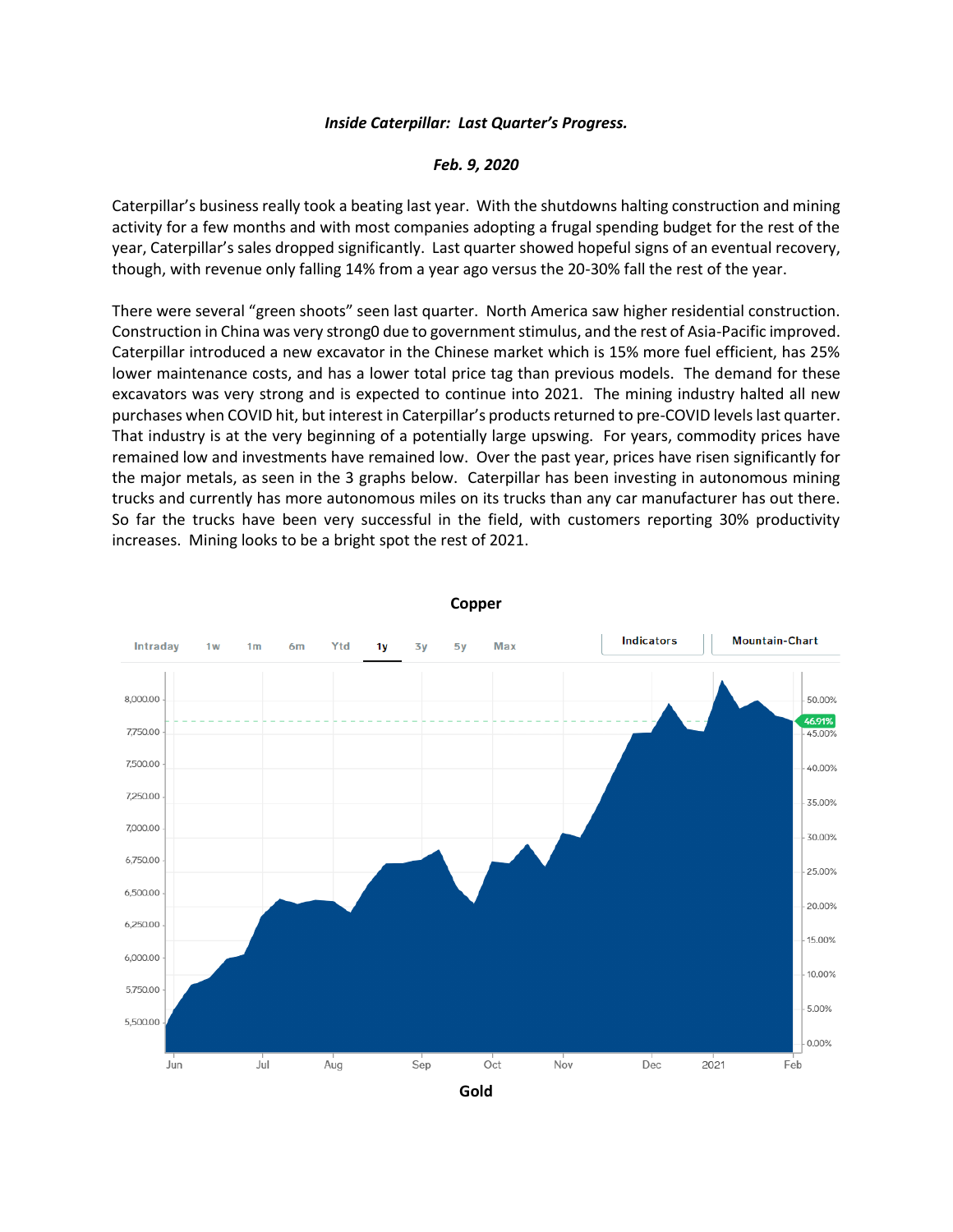***Inside Caterpillar: Last Quarter's Progress.***

***Feb. 9, 2020***

Caterpillar's business really took a beating last year. With the shutdowns halting construction and mining activity for a few months and with most companies adopting a frugal spending budget for the rest of the year, Caterpillar's sales dropped significantly. Last quarter showed hopeful signs of an eventual recovery, though, with revenue only falling 14% from a year ago versus the 20-30% fall the rest of the year.

There were several "green shoots" seen last quarter. North America saw higher residential construction. Construction in China was very strong0 due to government stimulus, and the rest of Asia-Pacific improved. Caterpillar introduced a new excavator in the Chinese market which is 15% more fuel efficient, has 25% lower maintenance costs, and has a lower total price tag than previous models. The demand for these excavators was very strong and is expected to continue into 2021. The mining industry halted all new purchases when COVID hit, but interest in Caterpillar's products returned to pre-COVID levels last quarter. That industry is at the very beginning of a potentially large upswing. For years, commodity prices have remained low and investments have remained low. Over the past year, prices have risen significantly for the major metals, as seen in the 3 graphs below. Caterpillar has been investing in autonomous mining trucks and currently has more autonomous miles on its trucks than any car manufacturer has out there. So far the trucks have been very successful in the field, with customers reporting 30% productivity increases. Mining looks to be a bright spot the rest of 2021.

**Copper**

**Gold**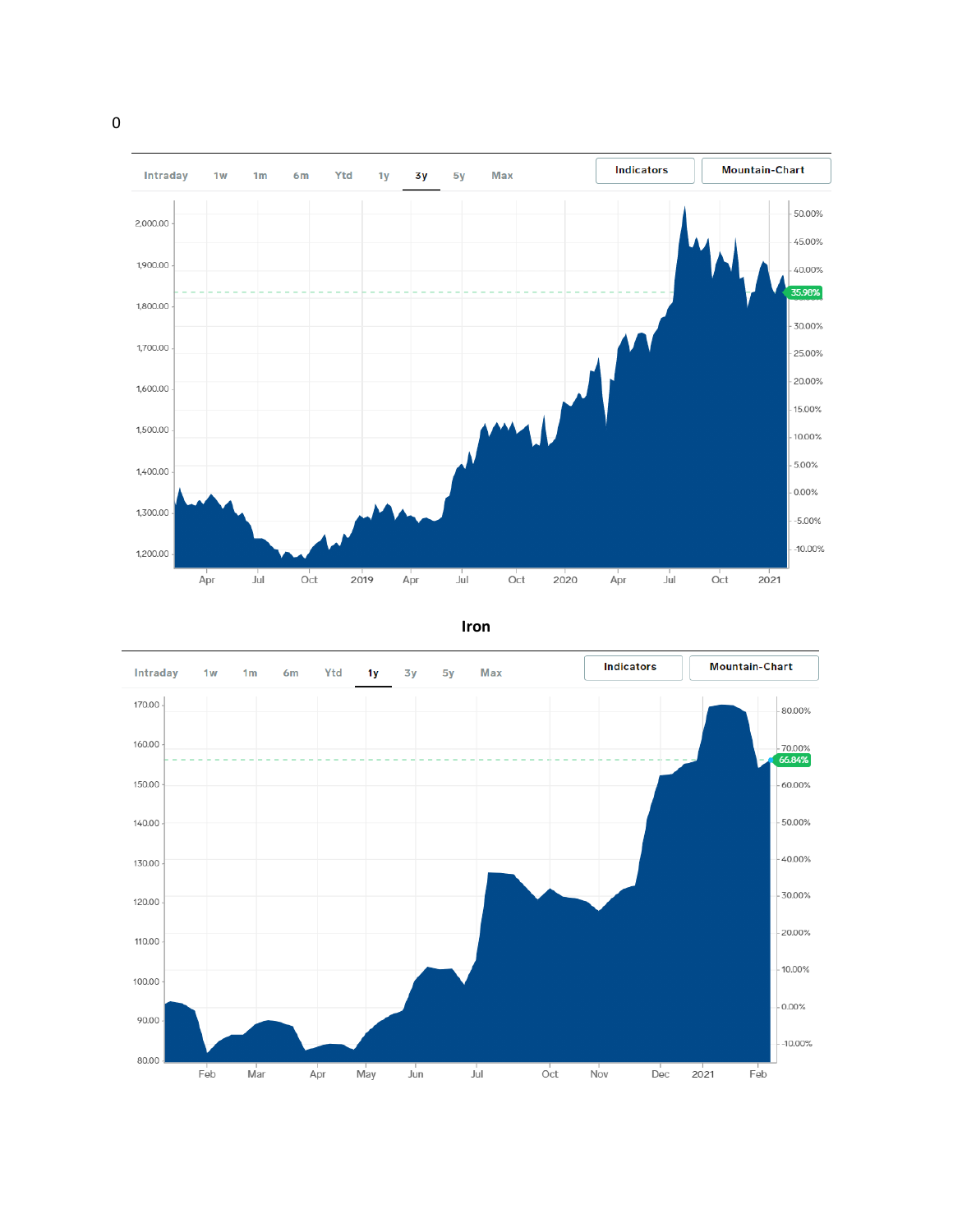0

Intraday 1w 1m 6m Ytd 1y 3y 5y Max Indicators Mountain-Chart

2,000.00 1,900.00 1,800.00 1,700.00 1,600.00 1,500.00 1,400.00 1,300.00 1,200.00

50.00% 45.00% 40.00% 35.98% 30.00% 25.00% 20.00% 15.00% 10.00% 5.00% 0.00% -5.00% -10.00%

Apr Jul Oct 2019 Apr Jul Oct 2020 Apr Jul Oct 2021

## Iron

Intraday 1w 1m 6m Ytd 1y 3y 5y Max Indicators Mountain-Chart

170.00 160.00 150.00 140.00 130.00 120.00 110.00 100.00 90.00 80.00

80.00% 70.00% 66.84% 60.00% 50.00% 40.00% 30.00% 20.00% 10.00% 0.00% -10.00%

Feb Mar Apr May Jun Jul Oct Nov Dec 2021 Feb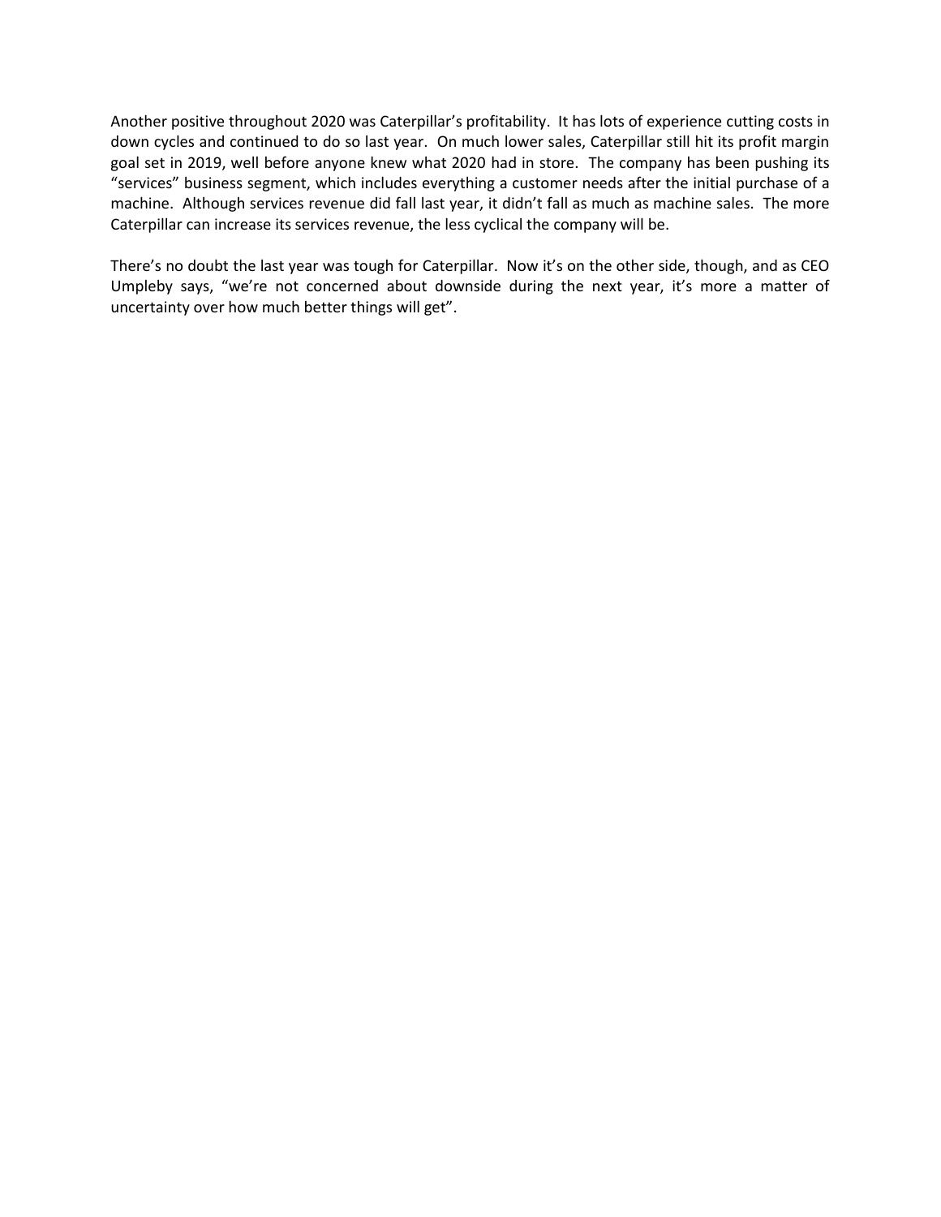Another positive throughout 2020 was Caterpillar's profitability. It has lots of experience cutting costs in down cycles and continued to do so last year. On much lower sales, Caterpillar still hit its profit margin goal set in 2019, well before anyone knew what 2020 had in store. The company has been pushing its "services" business segment, which includes everything a customer needs after the initial purchase of a machine. Although services revenue did fall last year, it didn't fall as much as machine sales. The more Caterpillar can increase its services revenue, the less cyclical the company will be.

There's no doubt the last year was tough for Caterpillar. Now it's on the other side, though, and as CEO Umpleby says, "we're not concerned about downside during the next year, it's more a matter of uncertainty over how much better things will get".